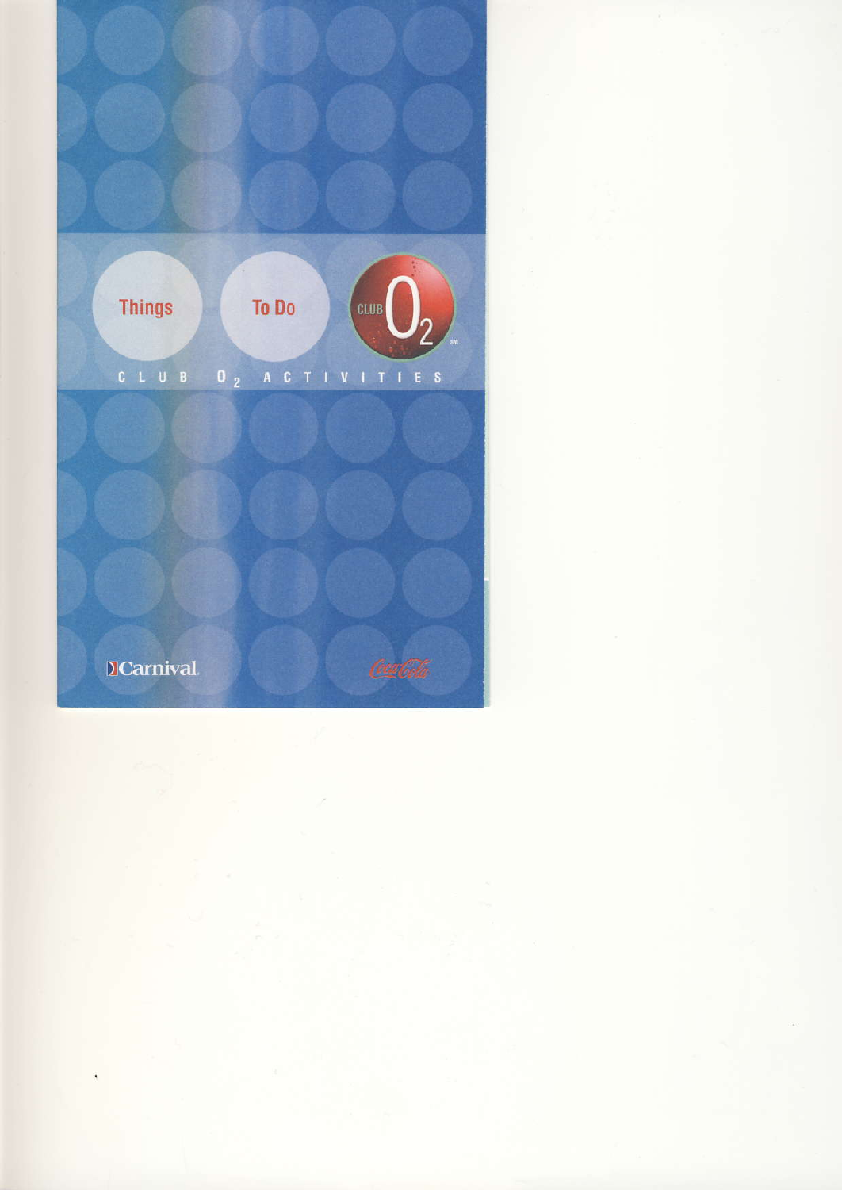# Things To Do

CLUB $O_2$ SM

CLUB $O_2$ ACTIVITIES

Carnival

Coca-Cola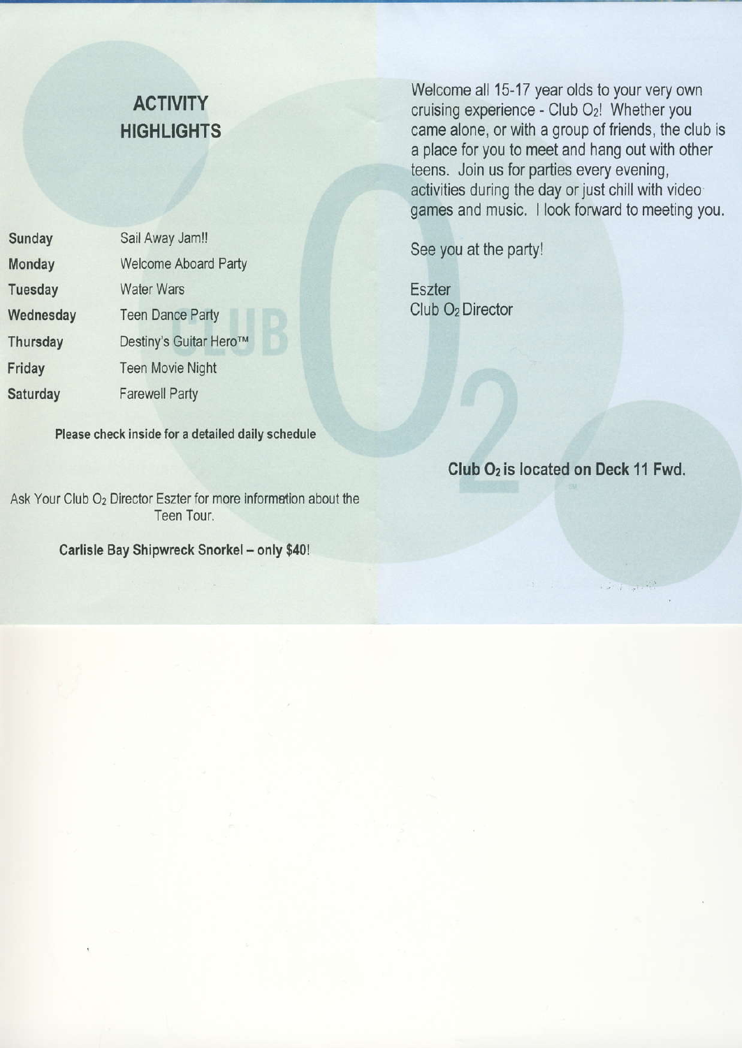## ACTIVITY HIGHLIGHTS

| | |
|---|---|
| Sunday | Sail Away Jam!! |
| Monday | Welcome Aboard Party |
| Tuesday | Water Wars |
| Wednesday | Teen Dance Party |
| Thursday | Destiny's Guitar Hero™ |
| Friday | Teen Movie Night |
| Saturday | Farewell Party |

**Please check inside for a detailed daily schedule**

Ask Your Club $O_2$ Director Eszter for more information about the Teen Tour.

**Carlisle Bay Shipwreck Snorkel – only $40!**

Welcome all 15-17 year olds to your very own cruising experience - Club $O_2$! Whether you came alone, or with a group of friends, the club is a place for you to meet and hang out with other teens. Join us for parties every evening, activities during the day or just chill with video games and music. I look forward to meeting you.

See you at the party!

Eszter
Club $O_2$ Director

**Club $O_2$ is located on Deck 11 Fwd.**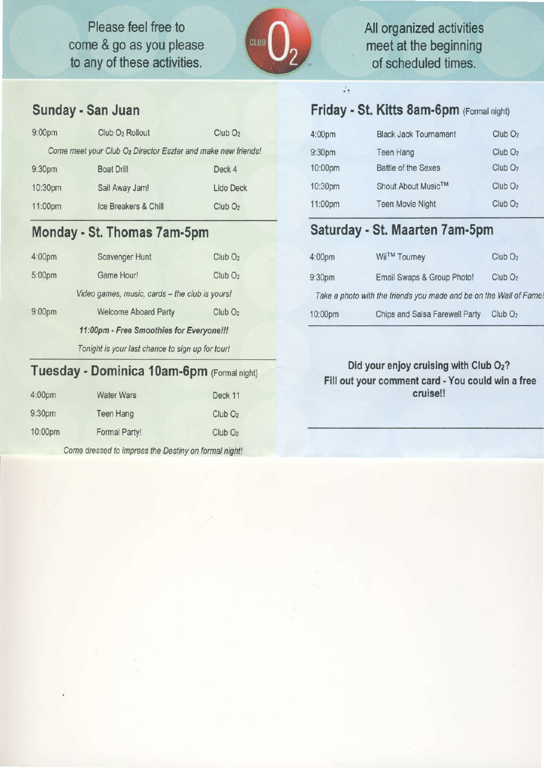Please feel free to come & go as you please to any of these activities.

All organized activities meet at the beginning of scheduled times.

## Sunday - San Juan

| | | |
|---|---|---|
| 9:00pm | Club $O_2$ Rollout | Club $O_2$ |

*Come meet your Club $O_2$ Director Eszter and make new friends!*

| | | |
|---|---|---|
| 9:30pm | Boat Drill | Deck 4 |
| 10:30pm | Sail Away Jam! | Lido Deck |
| 11:00pm | Ice Breakers & Chill | Club $O_2$ |

## Monday - St. Thomas 7am-5pm

| | | |
|---|---|---|
| 4:00pm | Scavenger Hunt | Club $O_2$ |
| 5:00pm | Game Hour! | Club $O_2$ |

*Video games, music, cards – the club is yours!*

| | | |
|---|---|---|
| 9:00pm | Welcome Aboard Party | Club $O_2$ |

***11:00pm - Free Smoothies for Everyone!!!***

*Tonight is your last chance to sign up for tour!*

## Tuesday - Dominica 10am-6pm (Formal night)

| | | |
|---|---|---|
| 4:00pm | Water Wars | Deck 11 |
| 9:30pm | Teen Hang | Club $O_2$ |
| 10:00pm | Formal Party! | Club $O_2$ |

*Come dressed to impress the Destiny on formal night!*

## Friday - St. Kitts 8am-6pm (Formal night)

| | | |
|---|---|---|
| 4:00pm | Black Jack Tournament | Club $O_2$ |
| 9:30pm | Teen Hang | Club $O_2$ |
| 10:00pm | Battle of the Sexes | Club $O_2$ |
| 10:30pm | Shout About Music™ | Club $O_2$ |
| 11:00pm | Teen Movie Night | Club $O_2$ |

## Saturday - St. Maarten 7am-5pm

| | | |
|---|---|---|
| 4:00pm | Wii™ Tourney | Club $O_2$ |
| 9:30pm | Email Swaps & Group Photo! | Club $O_2$ |

*Take a photo with the friends you made and be on the Wall of Fame!*

| | | |
|---|---|---|
| 10:00pm | Chips and Salsa Farewell Party | Club $O_2$ |

**Did your enjoy cruising with Club $O_2$? Fill out your comment card - You could win a free cruise!!**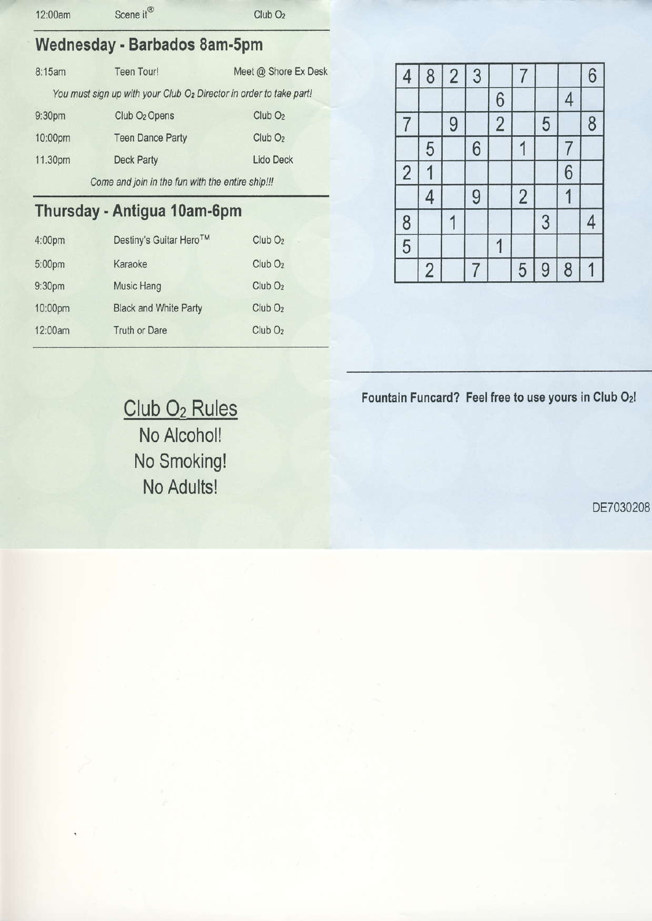| 12:00am | Scene it® | Club $O_2$ |
|---|---|---|

## Wednesday - Barbados 8am-5pm

| 8:15am | Teen Tour! | Meet @ Shore Ex Desk |
|---|---|---|

*You must sign up with your Club $O_2$ Director in order to take part!*

| 9:30pm | Club $O_2$ Opens | Club $O_2$ |
|---|---|---|
| 10:00pm | Teen Dance Party | Club $O_2$ |
| 11.30pm | Deck Party | Lido Deck |

*Come and join in the fun with the entire ship!!!*

## Thursday - Antigua 10am-6pm

| 4:00pm | Destiny's Guitar Hero™ | Club $O_2$ |
|---|---|---|
| 5:00pm | Karaoke | Club $O_2$ |
| 9:30pm | Music Hang | Club $O_2$ |
| 10:00pm | Black and White Party | Club $O_2$ |
| 12:00am | Truth or Dare | Club $O_2$ |

## Club $O_2$ Rules

No Alcohol!
No Smoking!
No Adults!

| | | | | | | | | |
|---|---|---|---|---|---|---|---|---|
| 4 | 8 | 2 | 3 | | 7 | | | 6 |
| | | | | 6 | | | 4 | |
| 7 | | 9 | | 2 | | 5 | | 8 |
| | 5 | | 6 | | 1 | | 7 | |
| 2 | 1 | | | | | | 6 | |
| | 4 | | 9 | | 2 | | 1 | |
| 8 | | 1 | | | | 3 | | 4 |
| 5 | | | | 1 | | | | |
| | 2 | | 7 | | 5 | 9 | 8 | 1 |

**Fountain Funcard? Feel free to use yours in Club $O_2$!**

DE7030208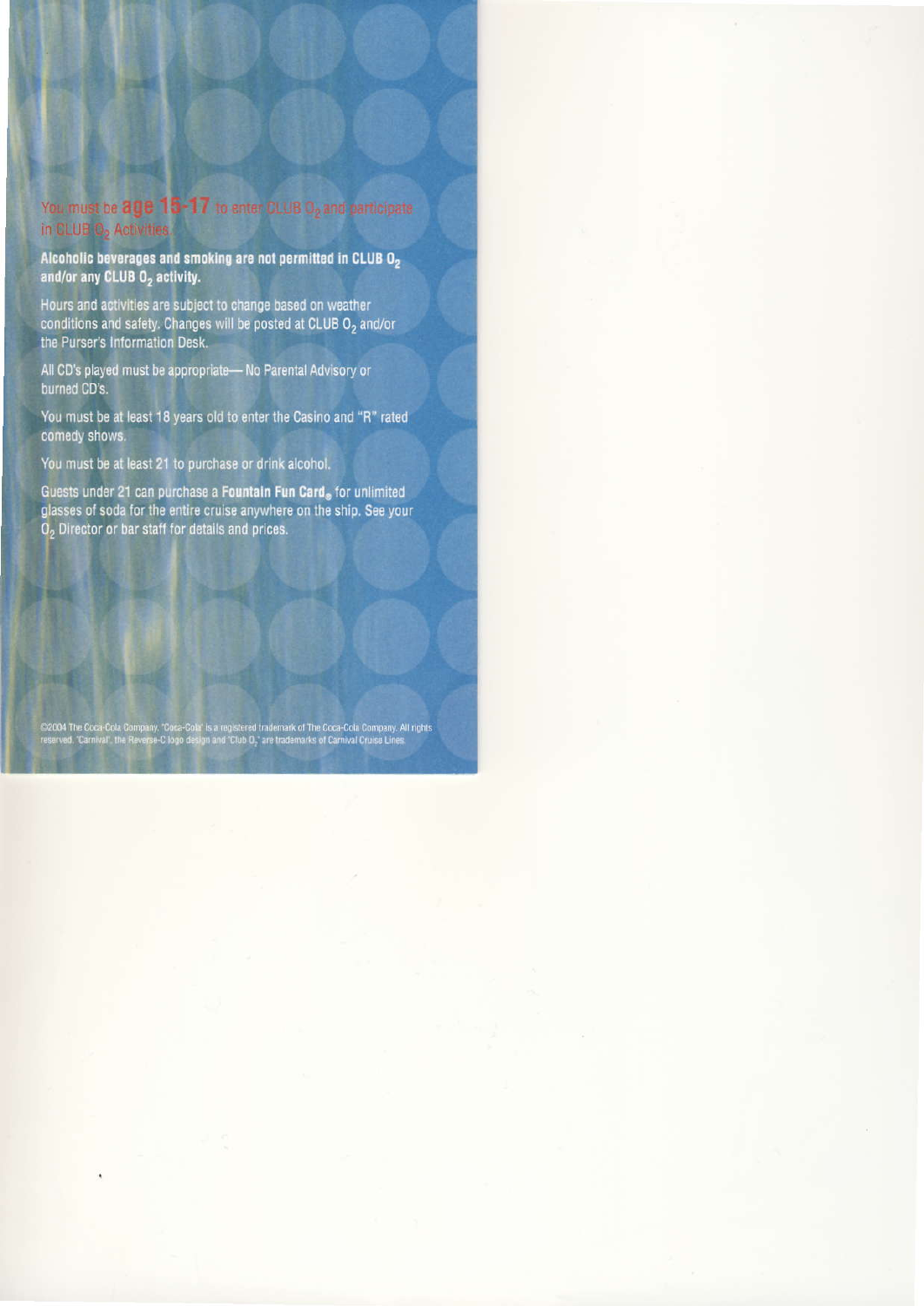You must be **age 15-17** to enter CLUB $O_2$ and participate in CLUB $O_2$ Activities.

**Alcoholic beverages and smoking are not permitted in CLUB $O_2$ and/or any CLUB $O_2$ activity.**

Hours and activities are subject to change based on weather conditions and safety. Changes will be posted at CLUB $O_2$ and/or the Purser's Information Desk.

All CD's played must be appropriate— No Parental Advisory or burned CD's.

You must be at least 18 years old to enter the Casino and "R" rated comedy shows.

You must be at least 21 to purchase or drink alcohol.

Guests under 21 can purchase a **Fountain Fun Card®** for unlimited glasses of soda for the entire cruise anywhere on the ship. See your $O_2$ Director or bar staff for details and prices.

©2004 The Coca-Cola Company. "Coca-Cola" is a registered trademark of The Coca-Cola Company. All rights reserved. "Carnival", the Reverse-C logo design and "Club $O_2$" are trademarks of Carnival Cruise Lines.